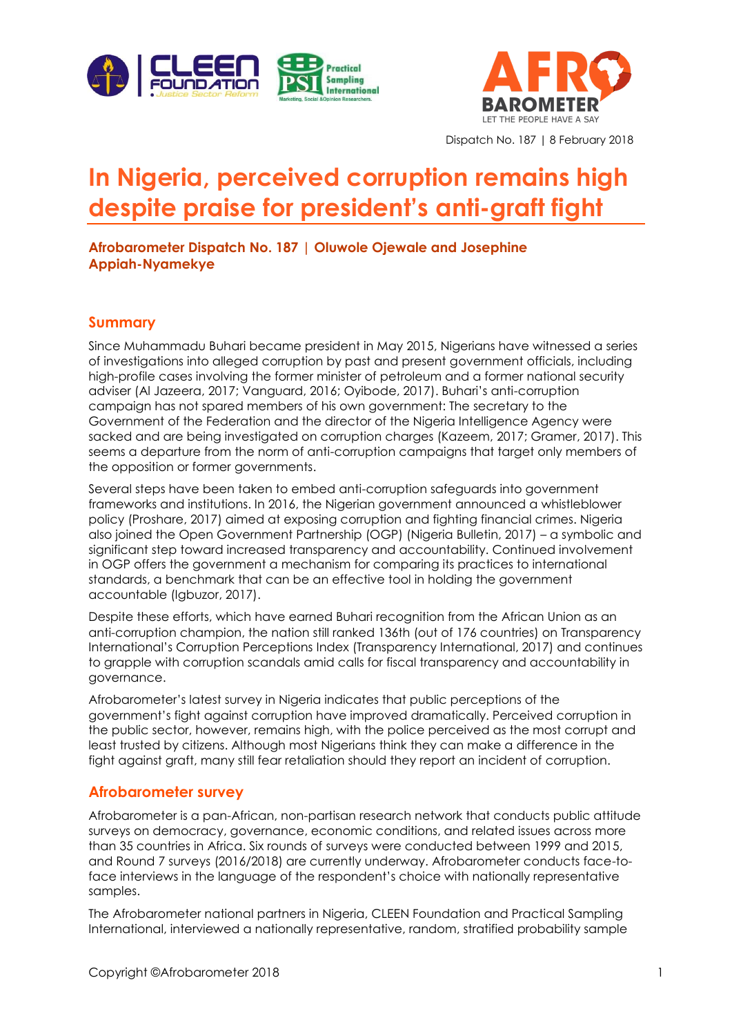Dispatch No. 187 | 8 February 2018

# In Nigeria, perceived corruption remains high despite praise for president's anti-graft fight

**Afrobarometer Dispatch No. 187 | Oluwole Ojewale and Josephine Appiah-Nyamekye**

## Summary

Since Muhammadu Buhari became president in May 2015, Nigerians have witnessed a series of investigations into alleged corruption by past and present government officials, including high-profile cases involving the former minister of petroleum and a former national security adviser (Al Jazeera, 2017; Vanguard, 2016; Oyibode, 2017). Buhari's anti-corruption campaign has not spared members of his own government: The secretary to the Government of the Federation and the director of the Nigeria Intelligence Agency were sacked and are being investigated on corruption charges (Kazeem, 2017; Gramer, 2017). This seems a departure from the norm of anti-corruption campaigns that target only members of the opposition or former governments.

Several steps have been taken to embed anti-corruption safeguards into government frameworks and institutions. In 2016, the Nigerian government announced a whistleblower policy (Proshare, 2017) aimed at exposing corruption and fighting financial crimes. Nigeria also joined the Open Government Partnership (OGP) (Nigeria Bulletin, 2017) – a symbolic and significant step toward increased transparency and accountability. Continued involvement in OGP offers the government a mechanism for comparing its practices to international standards, a benchmark that can be an effective tool in holding the government accountable (Igbuzor, 2017).

Despite these efforts, which have earned Buhari recognition from the African Union as an anti-corruption champion, the nation still ranked 136th (out of 176 countries) on Transparency International's Corruption Perceptions Index (Transparency International, 2017) and continues to grapple with corruption scandals amid calls for fiscal transparency and accountability in governance.

Afrobarometer's latest survey in Nigeria indicates that public perceptions of the government's fight against corruption have improved dramatically. Perceived corruption in the public sector, however, remains high, with the police perceived as the most corrupt and least trusted by citizens. Although most Nigerians think they can make a difference in the fight against graft, many still fear retaliation should they report an incident of corruption.

## Afrobarometer survey

Afrobarometer is a pan-African, non-partisan research network that conducts public attitude surveys on democracy, governance, economic conditions, and related issues across more than 35 countries in Africa. Six rounds of surveys were conducted between 1999 and 2015, and Round 7 surveys (2016/2018) are currently underway. Afrobarometer conducts face-to-face interviews in the language of the respondent's choice with nationally representative samples.

The Afrobarometer national partners in Nigeria, CLEEN Foundation and Practical Sampling International, interviewed a nationally representative, random, stratified probability sample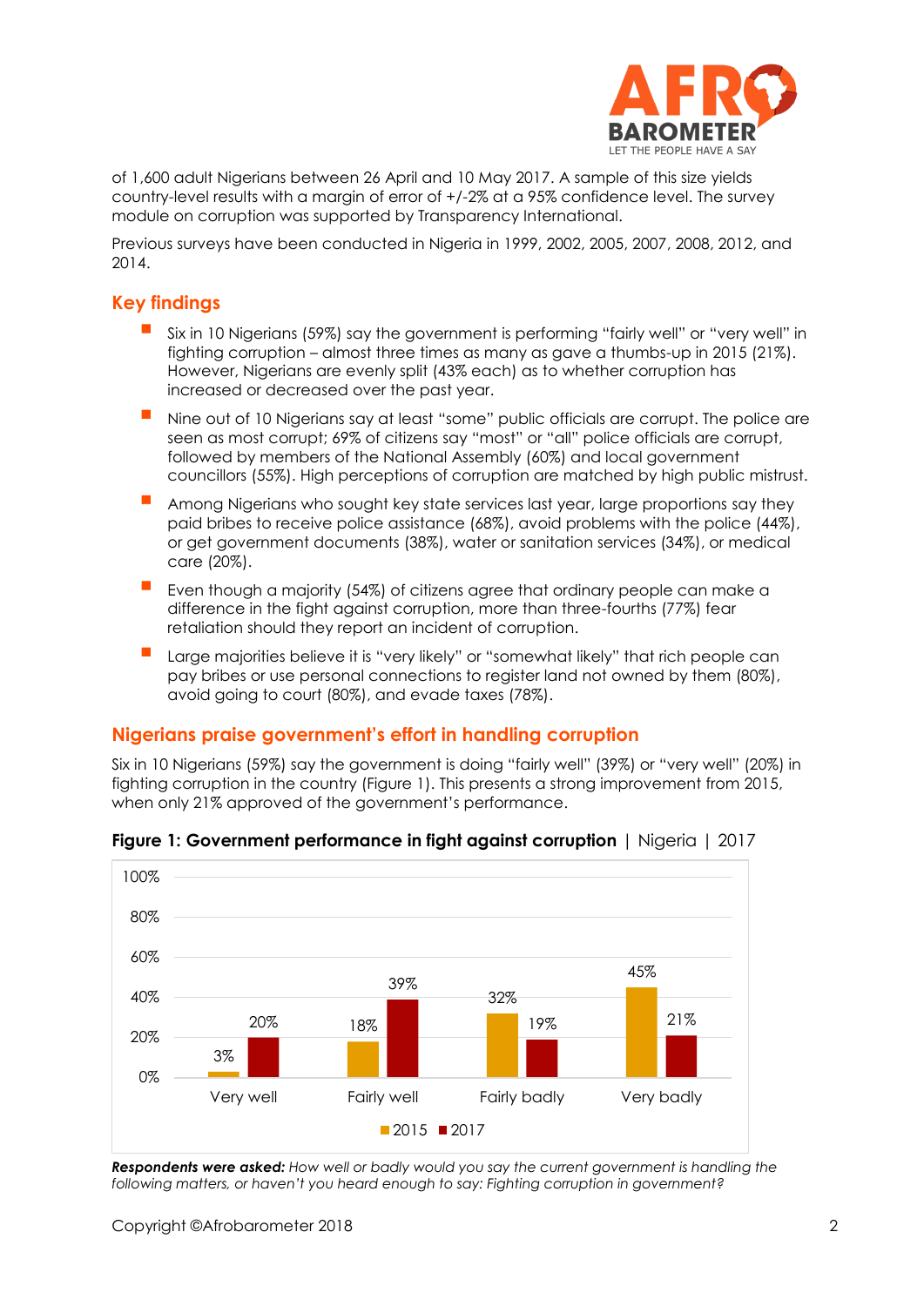of 1,600 adult Nigerians between 26 April and 10 May 2017. A sample of this size yields country-level results with a margin of error of +/-2% at a 95% confidence level. The survey module on corruption was supported by Transparency International.

Previous surveys have been conducted in Nigeria in 1999, 2002, 2005, 2007, 2008, 2012, and 2014.

## Key findings

- Six in 10 Nigerians (59%) say the government is performing "fairly well" or "very well" in fighting corruption – almost three times as many as gave a thumbs-up in 2015 (21%). However, Nigerians are evenly split (43% each) as to whether corruption has increased or decreased over the past year.
- Nine out of 10 Nigerians say at least "some" public officials are corrupt. The police are seen as most corrupt; 69% of citizens say "most" or "all" police officials are corrupt, followed by members of the National Assembly (60%) and local government councillors (55%). High perceptions of corruption are matched by high public mistrust.
- Among Nigerians who sought key state services last year, large proportions say they paid bribes to receive police assistance (68%), avoid problems with the police (44%), or get government documents (38%), water or sanitation services (34%), or medical care (20%).
- Even though a majority (54%) of citizens agree that ordinary people can make a difference in the fight against corruption, more than three-fourths (77%) fear retaliation should they report an incident of corruption.
- Large majorities believe it is "very likely" or "somewhat likely" that rich people can pay bribes or use personal connections to register land not owned by them (80%), avoid going to court (80%), and evade taxes (78%).

## Nigerians praise government's effort in handling corruption

Six in 10 Nigerians (59%) say the government is doing "fairly well" (39%) or "very well" (20%) in fighting corruption in the country (Figure 1). This presents a strong improvement from 2015, when only 21% approved of the government's performance.

**Figure 1: Government performance in fight against corruption** | Nigeria | 2017

| | Very well | Fairly well | Fairly badly | Very badly |
|---|---|---|---|---|
| 2015 | 3% | 18% | 32% | 45% |
| 2017 | 20% | 39% | 19% | 21% |

***Respondents were asked:*** *How well or badly would you say the current government is handling the following matters, or haven't you heard enough to say: Fighting corruption in government?*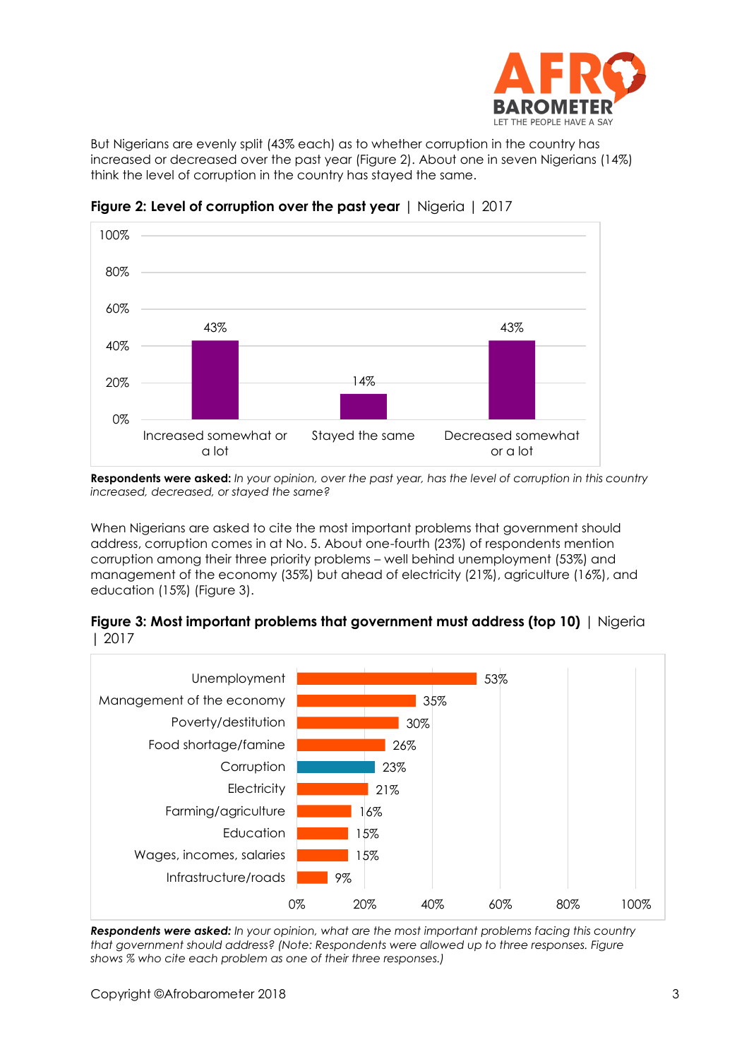But Nigerians are evenly split (43% each) as to whether corruption in the country has increased or decreased over the past year (Figure 2). About one in seven Nigerians (14%) think the level of corruption in the country has stayed the same.

**Figure 2: Level of corruption over the past year** | Nigeria | 2017

| Response | % |
|---|---|
| Increased somewhat or a lot | 43% |
| Stayed the same | 14% |
| Decreased somewhat or a lot | 43% |

**Respondents were asked:** *In your opinion, over the past year, has the level of corruption in this country increased, decreased, or stayed the same?*

When Nigerians are asked to cite the most important problems that government should address, corruption comes in at No. 5. About one-fourth (23%) of respondents mention corruption among their three priority problems – well behind unemployment (53%) and management of the economy (35%) but ahead of electricity (21%), agriculture (16%), and education (15%) (Figure 3).

**Figure 3: Most important problems that government must address (top 10)** | Nigeria | 2017

| Problem | % |
|---|---|
| Unemployment | 53% |
| Management of the economy | 35% |
| Poverty/destitution | 30% |
| Food shortage/famine | 26% |
| Corruption | 23% |
| Electricity | 21% |
| Farming/agriculture | 16% |
| Education | 15% |
| Wages, incomes, salaries | 15% |
| Infrastructure/roads | 9% |

***Respondents were asked:*** *In your opinion, what are the most important problems facing this country that government should address? (Note: Respondents were allowed up to three responses. Figure shows % who cite each problem as one of their three responses.)*

Copyright ©Afrobarometer 2018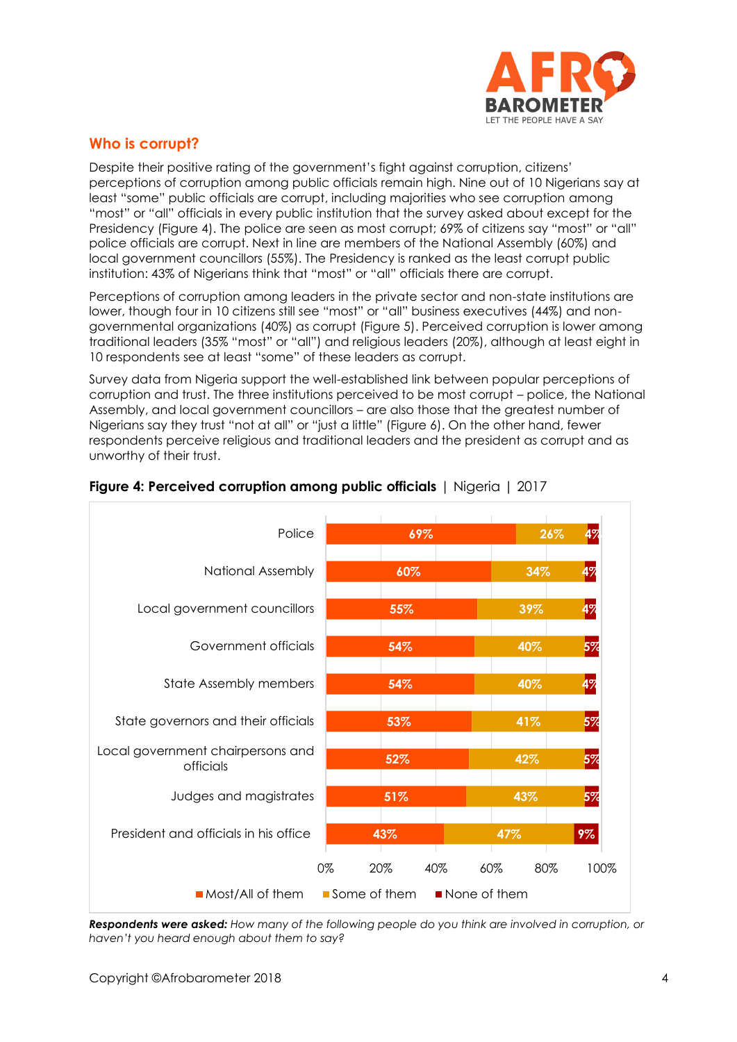## Who is corrupt?

Despite their positive rating of the government's fight against corruption, citizens' perceptions of corruption among public officials remain high. Nine out of 10 Nigerians say at least "some" public officials are corrupt, including majorities who see corruption among "most" or "all" officials in every public institution that the survey asked about except for the Presidency (Figure 4). The police are seen as most corrupt; 69% of citizens say "most" or "all" police officials are corrupt. Next in line are members of the National Assembly (60%) and local government councillors (55%). The Presidency is ranked as the least corrupt public institution: 43% of Nigerians think that "most" or "all" officials there are corrupt.

Perceptions of corruption among leaders in the private sector and non-state institutions are lower, though four in 10 citizens still see "most" or "all" business executives (44%) and non-governmental organizations (40%) as corrupt (Figure 5). Perceived corruption is lower among traditional leaders (35% "most" or "all") and religious leaders (20%), although at least eight in 10 respondents see at least "some" of these leaders as corrupt.

Survey data from Nigeria support the well-established link between popular perceptions of corruption and trust. The three institutions perceived to be most corrupt – police, the National Assembly, and local government councillors – are also those that the greatest number of Nigerians say they trust "not at all" or "just a little" (Figure 6). On the other hand, fewer respondents perceive religious and traditional leaders and the president as corrupt and as unworthy of their trust.

**Figure 4: Perceived corruption among public officials** | Nigeria | 2017

| | Most/All of them | Some of them | None of them |
|---|---|---|---|
| Police | 69% | 26% | 4% |
| National Assembly | 60% | 34% | 4% |
| Local government councillors | 55% | 39% | 4% |
| Government officials | 54% | 40% | 5% |
| State Assembly members | 54% | 40% | 4% |
| State governors and their officials | 53% | 41% | 5% |
| Local government chairpersons and officials | 52% | 42% | 5% |
| Judges and magistrates | 51% | 43% | 5% |
| President and officials in his office | 43% | 47% | 9% |

***Respondents were asked:*** *How many of the following people do you think are involved in corruption, or haven't you heard enough about them to say?*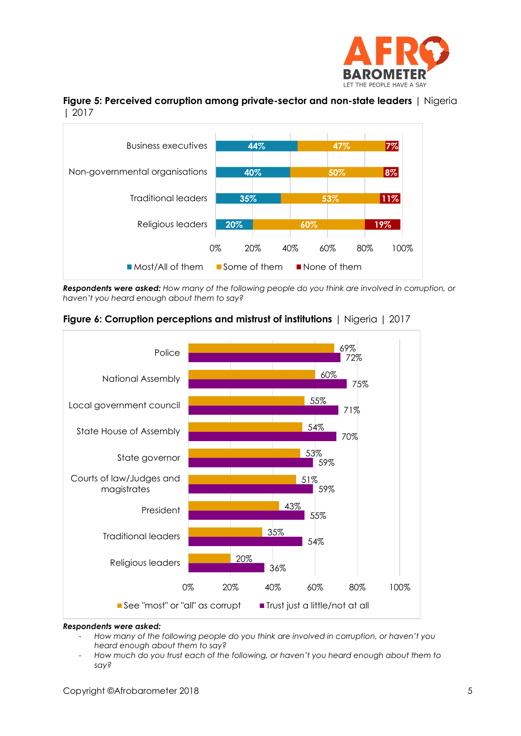**Figure 5: Perceived corruption among private-sector and non-state leaders** | Nigeria | 2017

| | Most/All of them | Some of them | None of them |
|---|---|---|---|
| Business executives | 44% | 47% | 7% |
| Non-governmental organisations | 40% | 50% | 8% |
| Traditional leaders | 35% | 53% | 11% |
| Religious leaders | 20% | 60% | 19% |

***Respondents were asked:*** *How many of the following people do you think are involved in corruption, or haven't you heard enough about them to say?*

**Figure 6: Corruption perceptions and mistrust of institutions** | Nigeria | 2017

| | See "most" or "all" as corrupt | Trust just a little/not at all |
|---|---|---|
| Police | 69% | 72% |
| National Assembly | 60% | 75% |
| Local government council | 55% | 71% |
| State House of Assembly | 54% | 70% |
| State governor | 53% | 59% |
| Courts of law/Judges and magistrates | 51% | 59% |
| President | 43% | 55% |
| Traditional leaders | 35% | 54% |
| Religious leaders | 20% | 36% |

***Respondents were asked:***

- *How many of the following people do you think are involved in corruption, or haven't you heard enough about them to say?*
- *How much do you trust each of the following, or haven't you heard enough about them to say?*

Copyright ©Afrobarometer 2018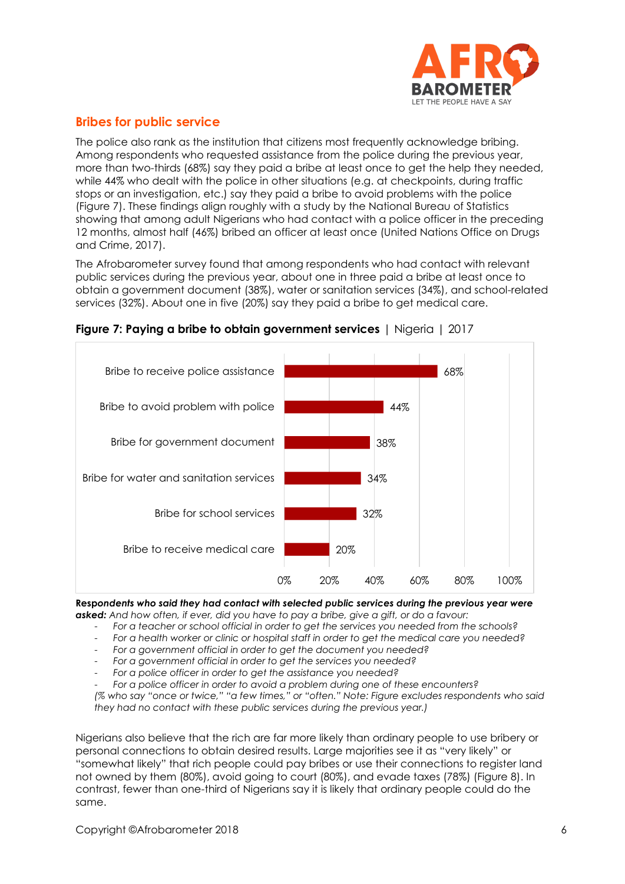## Bribes for public service

The police also rank as the institution that citizens most frequently acknowledge bribing. Among respondents who requested assistance from the police during the previous year, more than two-thirds (68%) say they paid a bribe at least once to get the help they needed, while 44% who dealt with the police in other situations (e.g. at checkpoints, during traffic stops or an investigation, etc.) say they paid a bribe to avoid problems with the police (Figure 7). These findings align roughly with a study by the National Bureau of Statistics showing that among adult Nigerians who had contact with a police officer in the preceding 12 months, almost half (46%) bribed an officer at least once (United Nations Office on Drugs and Crime, 2017).

The Afrobarometer survey found that among respondents who had contact with relevant public services during the previous year, about one in three paid a bribe at least once to obtain a government document (38%), water or sanitation services (34%), and school-related services (32%). About one in five (20%) say they paid a bribe to get medical care.

**Figure 7: Paying a bribe to obtain government services** | Nigeria | 2017

| | % |
|---|---|
| Bribe to receive police assistance | 68% |
| Bribe to avoid problem with police | 44% |
| Bribe for government document | 38% |
| Bribe for water and sanitation services | 34% |
| Bribe for school services | 32% |
| Bribe to receive medical care | 20% |

***Respondents who said they had contact with selected public services during the previous year were asked:*** *And how often, if ever, did you have to pay a bribe, give a gift, or do a favour:*

- *For a teacher or school official in order to get the services you needed from the schools?*
- *For a health worker or clinic or hospital staff in order to get the medical care you needed?*
- *For a government official in order to get the document you needed?*
- *For a government official in order to get the services you needed?*
- *For a police officer in order to get the assistance you needed?*
- *For a police officer in order to avoid a problem during one of these encounters?*

*(% who say "once or twice," "a few times," or "often." Note: Figure excludes respondents who said they had no contact with these public services during the previous year.)*

Nigerians also believe that the rich are far more likely than ordinary people to use bribery or personal connections to obtain desired results. Large majorities see it as "very likely" or "somewhat likely" that rich people could pay bribes or use their connections to register land not owned by them (80%), avoid going to court (80%), and evade taxes (78%) (Figure 8). In contrast, fewer than one-third of Nigerians say it is likely that ordinary people could do the same.

Copyright ©Afrobarometer 2018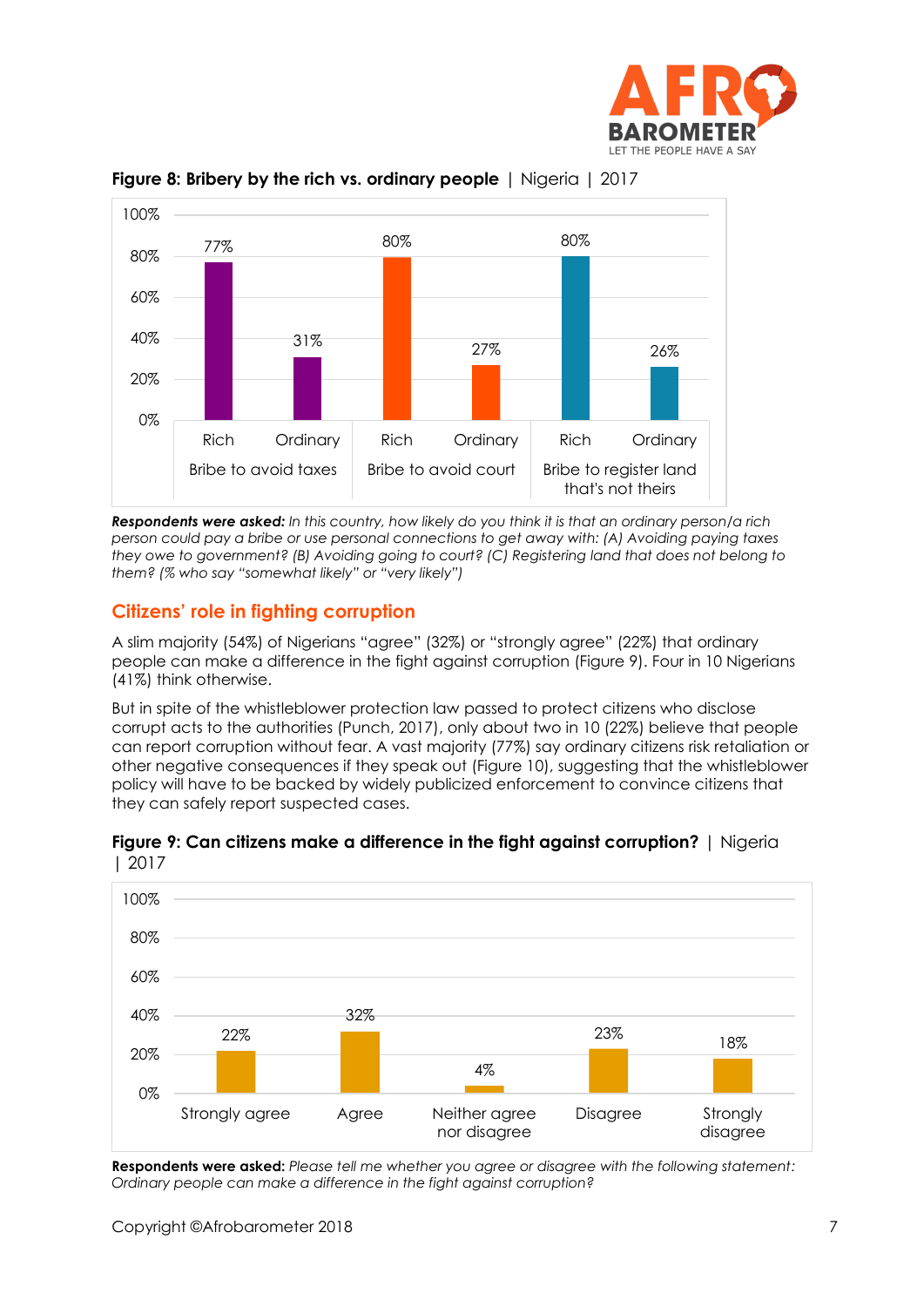**Figure 8: Bribery by the rich vs. ordinary people** | Nigeria | 2017

| | Rich | Ordinary |
|---|---|---|
| Bribe to avoid taxes | 77% | 31% |
| Bribe to avoid court | 80% | 27% |
| Bribe to register land that's not theirs | 80% | 26% |

***Respondents were asked:*** *In this country, how likely do you think it is that an ordinary person/a rich person could pay a bribe or use personal connections to get away with: (A) Avoiding paying taxes they owe to government? (B) Avoiding going to court? (C) Registering land that does not belong to them? (% who say "somewhat likely" or "very likely")*

## Citizens' role in fighting corruption

A slim majority (54%) of Nigerians "agree" (32%) or "strongly agree" (22%) that ordinary people can make a difference in the fight against corruption (Figure 9). Four in 10 Nigerians (41%) think otherwise.

But in spite of the whistleblower protection law passed to protect citizens who disclose corrupt acts to the authorities (Punch, 2017), only about two in 10 (22%) believe that people can report corruption without fear. A vast majority (77%) say ordinary citizens risk retaliation or other negative consequences if they speak out (Figure 10), suggesting that the whistleblower policy will have to be backed by widely publicized enforcement to convince citizens that they can safely report suspected cases.

**Figure 9: Can citizens make a difference in the fight against corruption?** | Nigeria | 2017

| Strongly agree | Agree | Neither agree nor disagree | Disagree | Strongly disagree |
|---|---|---|---|---|
| 22% | 32% | 4% | 23% | 18% |

**Respondents were asked:** *Please tell me whether you agree or disagree with the following statement: Ordinary people can make a difference in the fight against corruption?*

Copyright ©Afrobarometer 2018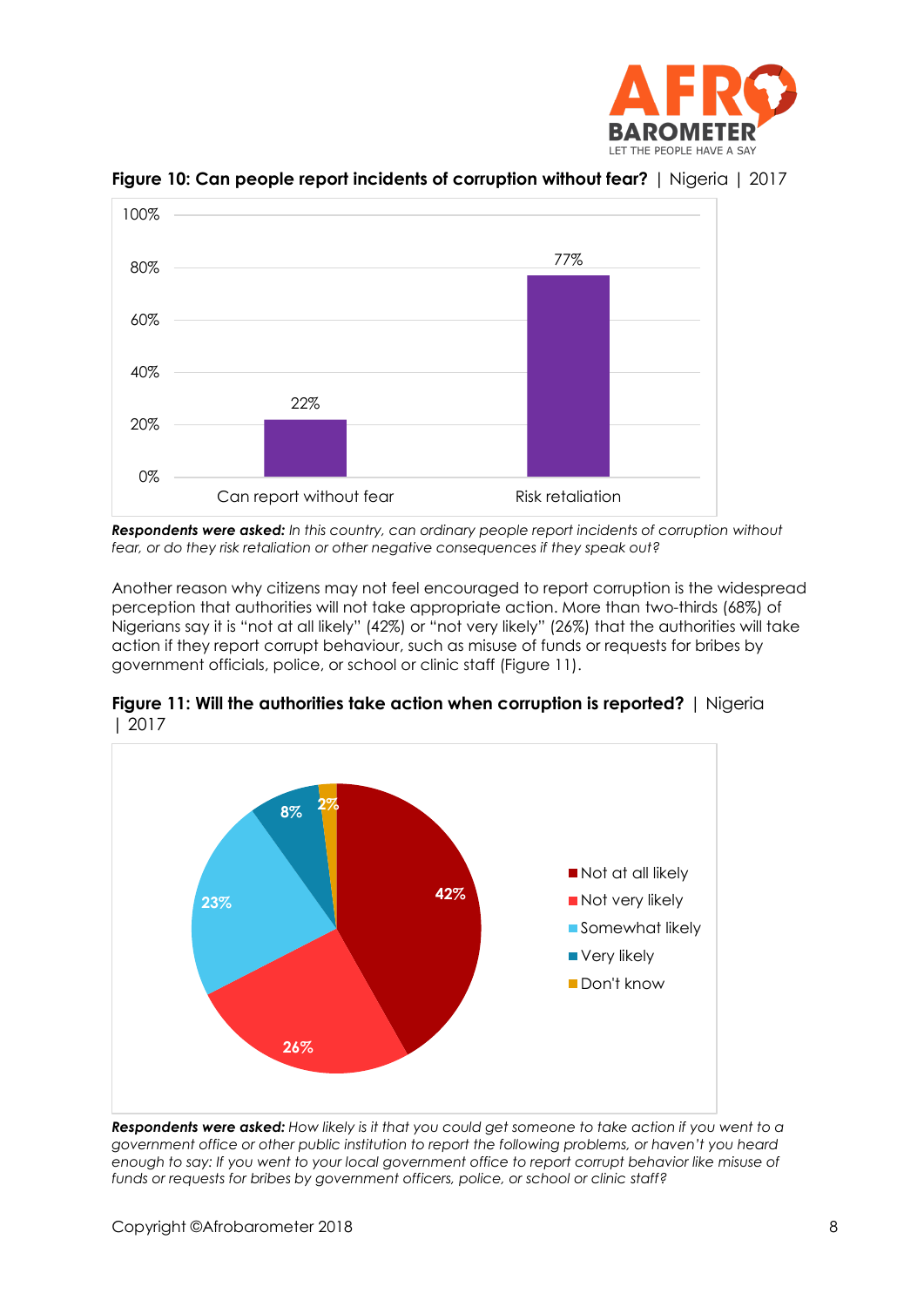**Figure 10: Can people report incidents of corruption without fear?** | Nigeria | 2017

| | Percentage |
|---|---|
| Can report without fear | 22% |
| Risk retaliation | 77% |

***Respondents were asked:*** *In this country, can ordinary people report incidents of corruption without fear, or do they risk retaliation or other negative consequences if they speak out?*

Another reason why citizens may not feel encouraged to report corruption is the widespread perception that authorities will not take appropriate action. More than two-thirds (68%) of Nigerians say it is "not at all likely" (42%) or "not very likely" (26%) that the authorities will take action if they report corrupt behaviour, such as misuse of funds or requests for bribes by government officials, police, or school or clinic staff (Figure 11).

**Figure 11: Will the authorities take action when corruption is reported?** | Nigeria | 2017

| Response | Percentage |
|---|---|
| Not at all likely | 42% |
| Not very likely | 26% |
| Somewhat likely | 23% |
| Very likely | 8% |
| Don't know | 2% |

***Respondents were asked:*** *How likely is it that you could get someone to take action if you went to a government office or other public institution to report the following problems, or haven't you heard enough to say: If you went to your local government office to report corrupt behavior like misuse of funds or requests for bribes by government officers, police, or school or clinic staff?*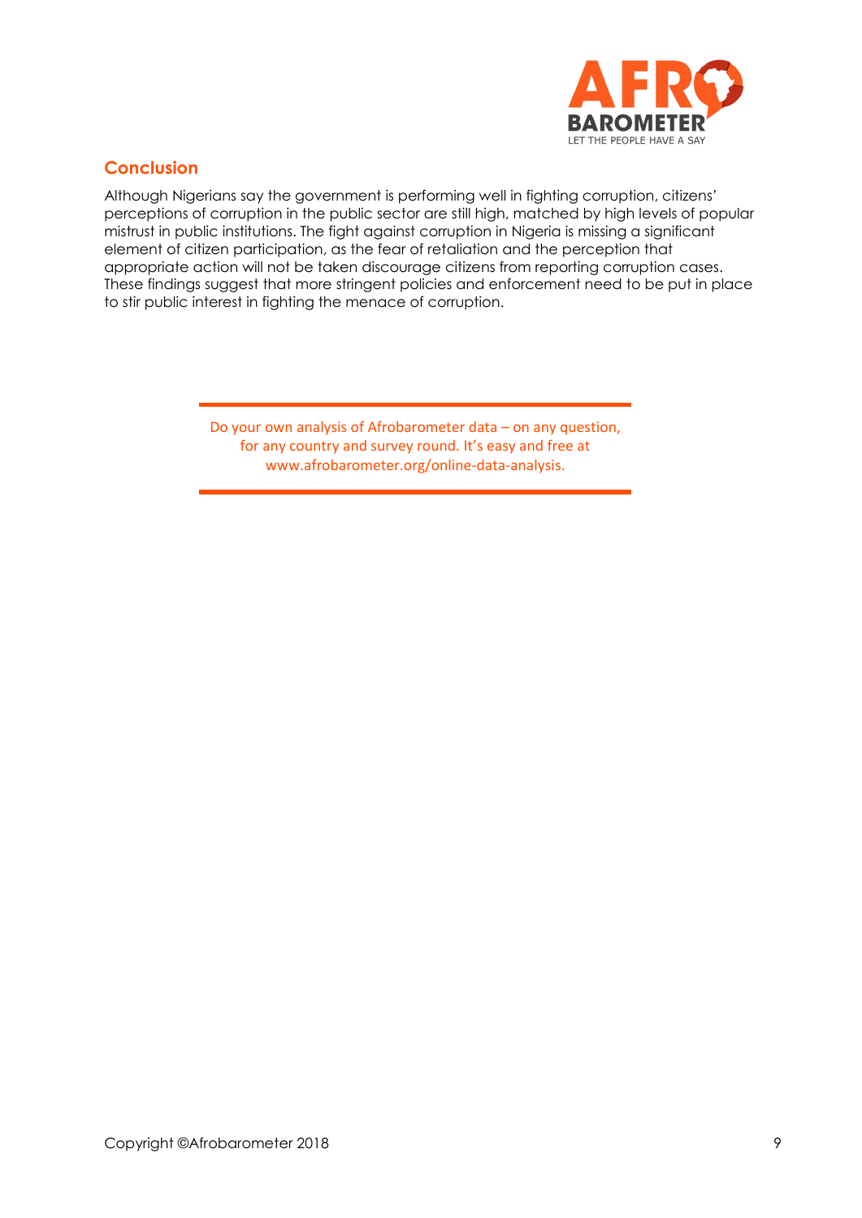## Conclusion

Although Nigerians say the government is performing well in fighting corruption, citizens' perceptions of corruption in the public sector are still high, matched by high levels of popular mistrust in public institutions. The fight against corruption in Nigeria is missing a significant element of citizen participation, as the fear of retaliation and the perception that appropriate action will not be taken discourage citizens from reporting corruption cases. These findings suggest that more stringent policies and enforcement need to be put in place to stir public interest in fighting the menace of corruption.

---

Do your own analysis of Afrobarometer data – on any question, for any country and survey round. It's easy and free at www.afrobarometer.org/online-data-analysis.

---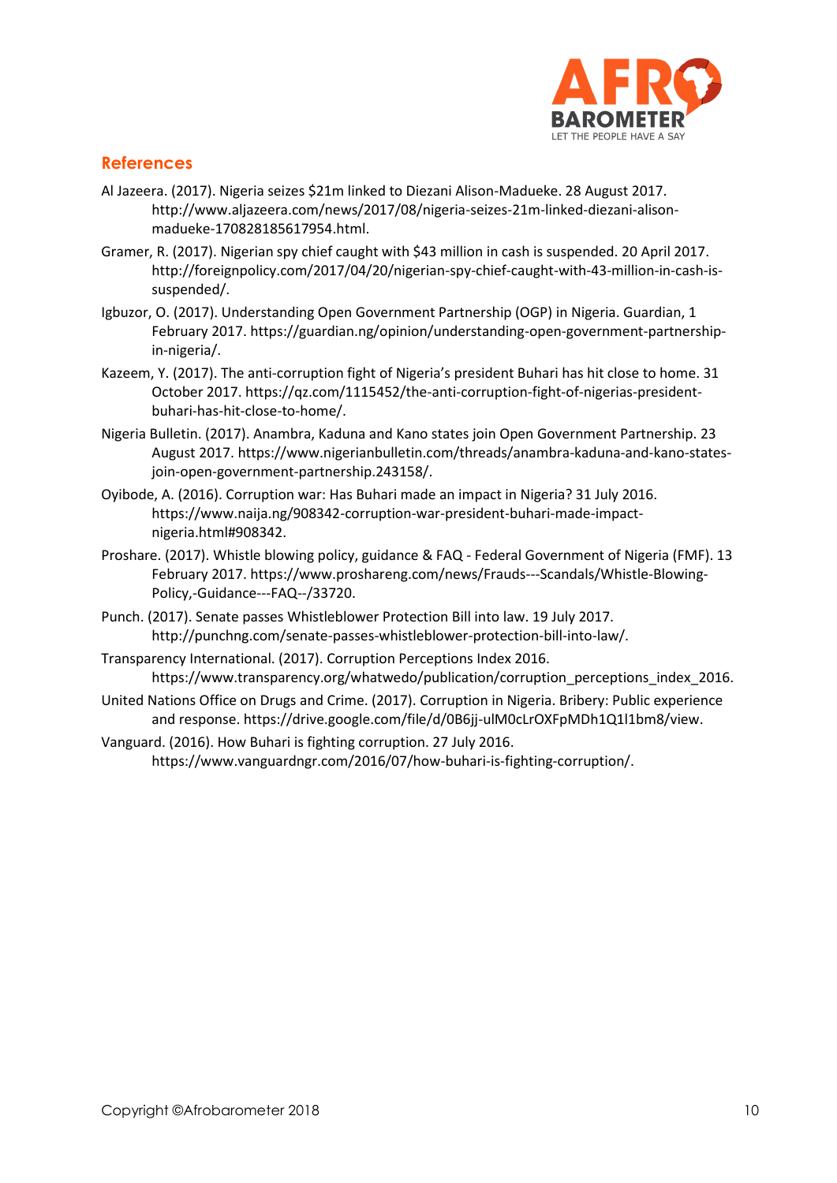## References

Al Jazeera. (2017). Nigeria seizes $21m linked to Diezani Alison-Madueke. 28 August 2017. http://www.aljazeera.com/news/2017/08/nigeria-seizes-21m-linked-diezani-alison-madueke-170828185617954.html.

Gramer, R. (2017). Nigerian spy chief caught with $43 million in cash is suspended. 20 April 2017. http://foreignpolicy.com/2017/04/20/nigerian-spy-chief-caught-with-43-million-in-cash-is-suspended/.

Igbuzor, O. (2017). Understanding Open Government Partnership (OGP) in Nigeria. Guardian, 1 February 2017. https://guardian.ng/opinion/understanding-open-government-partnership-in-nigeria/.

Kazeem, Y. (2017). The anti-corruption fight of Nigeria's president Buhari has hit close to home. 31 October 2017. https://qz.com/1115452/the-anti-corruption-fight-of-nigerias-president-buhari-has-hit-close-to-home/.

Nigeria Bulletin. (2017). Anambra, Kaduna and Kano states join Open Government Partnership. 23 August 2017. https://www.nigerianbulletin.com/threads/anambra-kaduna-and-kano-states-join-open-government-partnership.243158/.

Oyibode, A. (2016). Corruption war: Has Buhari made an impact in Nigeria? 31 July 2016. https://www.naija.ng/908342-corruption-war-president-buhari-made-impact-nigeria.html#908342.

Proshare. (2017). Whistle blowing policy, guidance & FAQ - Federal Government of Nigeria (FMF). 13 February 2017. https://www.proshareng.com/news/Frauds---Scandals/Whistle-Blowing-Policy,-Guidance---FAQ--/33720.

Punch. (2017). Senate passes Whistleblower Protection Bill into law. 19 July 2017. http://punchng.com/senate-passes-whistleblower-protection-bill-into-law/.

Transparency International. (2017). Corruption Perceptions Index 2016. https://www.transparency.org/whatwedo/publication/corruption_perceptions_index_2016.

United Nations Office on Drugs and Crime. (2017). Corruption in Nigeria. Bribery: Public experience and response. https://drive.google.com/file/d/0B6jj-ulM0cLrOXFpMDh1Q1l1bm8/view.

Vanguard. (2016). How Buhari is fighting corruption. 27 July 2016. https://www.vanguardngr.com/2016/07/how-buhari-is-fighting-corruption/.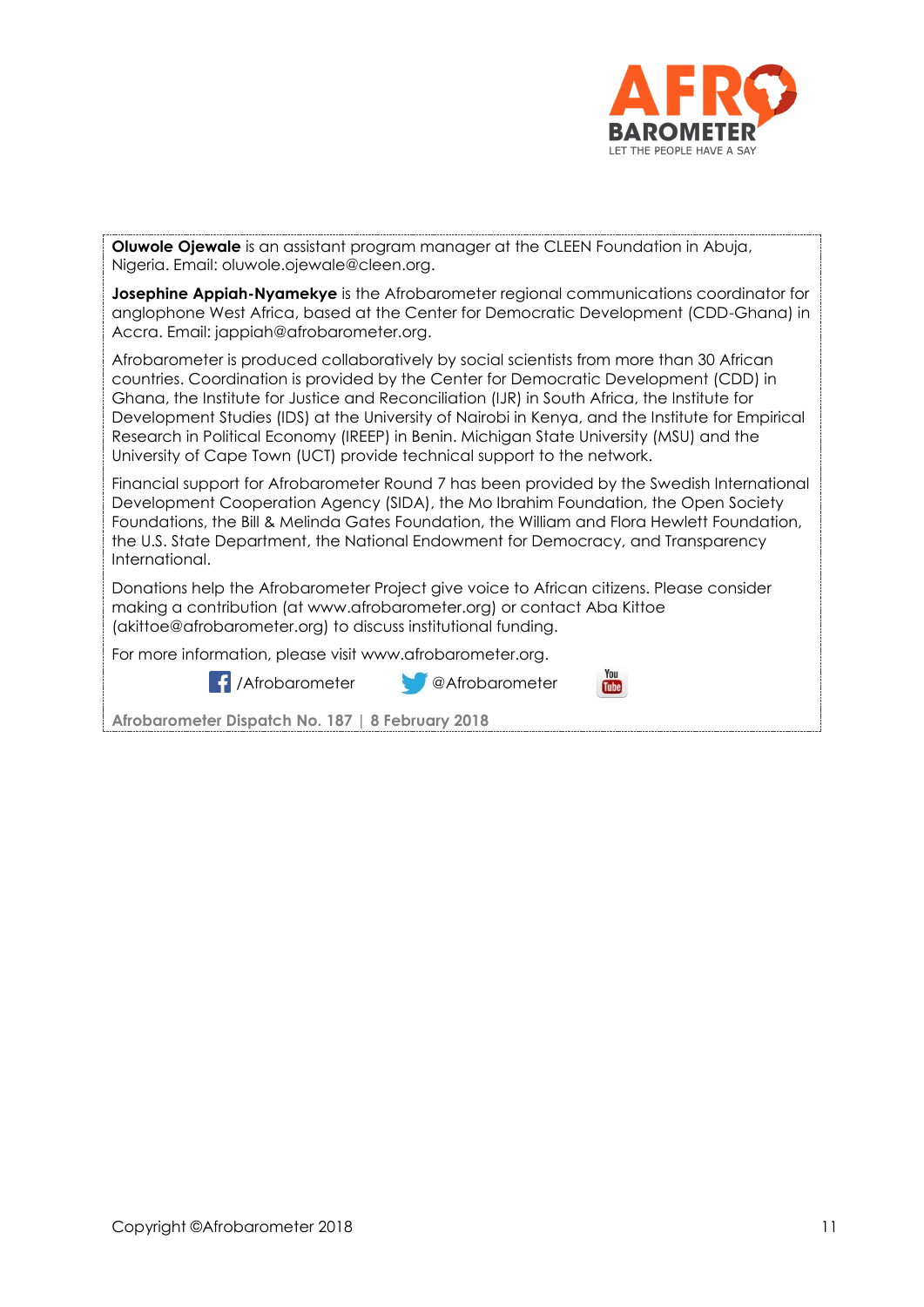**Oluwole Ojewale** is an assistant program manager at the CLEEN Foundation in Abuja, Nigeria. Email: oluwole.ojewale@cleen.org.

**Josephine Appiah-Nyamekye** is the Afrobarometer regional communications coordinator for anglophone West Africa, based at the Center for Democratic Development (CDD-Ghana) in Accra. Email: jappiah@afrobarometer.org.

Afrobarometer is produced collaboratively by social scientists from more than 30 African countries. Coordination is provided by the Center for Democratic Development (CDD) in Ghana, the Institute for Justice and Reconciliation (IJR) in South Africa, the Institute for Development Studies (IDS) at the University of Nairobi in Kenya, and the Institute for Empirical Research in Political Economy (IREEP) in Benin. Michigan State University (MSU) and the University of Cape Town (UCT) provide technical support to the network.

Financial support for Afrobarometer Round 7 has been provided by the Swedish International Development Cooperation Agency (SIDA), the Mo Ibrahim Foundation, the Open Society Foundations, the Bill & Melinda Gates Foundation, the William and Flora Hewlett Foundation, the U.S. State Department, the National Endowment for Democracy, and Transparency International.

Donations help the Afrobarometer Project give voice to African citizens. Please consider making a contribution (at www.afrobarometer.org) or contact Aba Kittoe (akittoe@afrobarometer.org) to discuss institutional funding.

For more information, please visit www.afrobarometer.org.

/Afrobarometer @Afrobarometer

**Afrobarometer Dispatch No. 187 | 8 February 2018**

Copyright ©Afrobarometer 2018